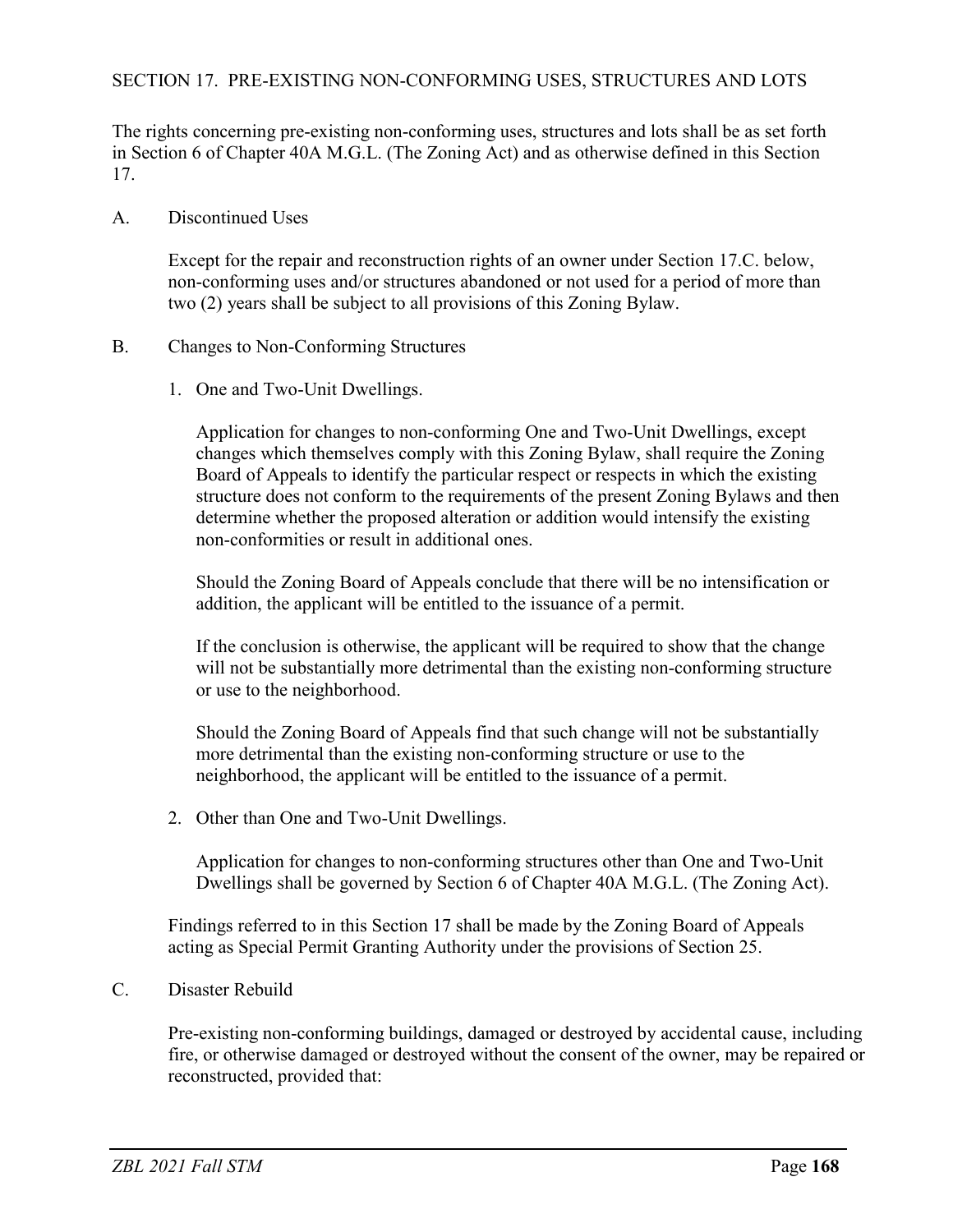## SECTION 17. PRE-EXISTING NON-CONFORMING USES, STRUCTURES AND LOTS

The rights concerning pre-existing non-conforming uses, structures and lots shall be as set forth in Section 6 of Chapter 40A M.G.L. (The Zoning Act) and as otherwise defined in this Section 17.

### A. Discontinued Uses

Except for the repair and reconstruction rights of an owner under Section 17.C. below, non-conforming uses and/or structures abandoned or not used for a period of more than two (2) years shall be subject to all provisions of this Zoning Bylaw.

### B. Changes to Non-Conforming Structures

1. One and Two-Unit Dwellings.

   Application for changes to non-conforming One and Two-Unit Dwellings, except changes which themselves comply with this Zoning Bylaw, shall require the Zoning Board of Appeals to identify the particular respect or respects in which the existing structure does not conform to the requirements of the present Zoning Bylaws and then determine whether the proposed alteration or addition would intensify the existing non-conformities or result in additional ones.

   Should the Zoning Board of Appeals conclude that there will be no intensification or addition, the applicant will be entitled to the issuance of a permit.

   If the conclusion is otherwise, the applicant will be required to show that the change will not be substantially more detrimental than the existing non-conforming structure or use to the neighborhood.

   Should the Zoning Board of Appeals find that such change will not be substantially more detrimental than the existing non-conforming structure or use to the neighborhood, the applicant will be entitled to the issuance of a permit.

2. Other than One and Two-Unit Dwellings.

   Application for changes to non-conforming structures other than One and Two-Unit Dwellings shall be governed by Section 6 of Chapter 40A M.G.L. (The Zoning Act).

Findings referred to in this Section 17 shall be made by the Zoning Board of Appeals acting as Special Permit Granting Authority under the provisions of Section 25.

### C. Disaster Rebuild

Pre-existing non-conforming buildings, damaged or destroyed by accidental cause, including fire, or otherwise damaged or destroyed without the consent of the owner, may be repaired or reconstructed, provided that: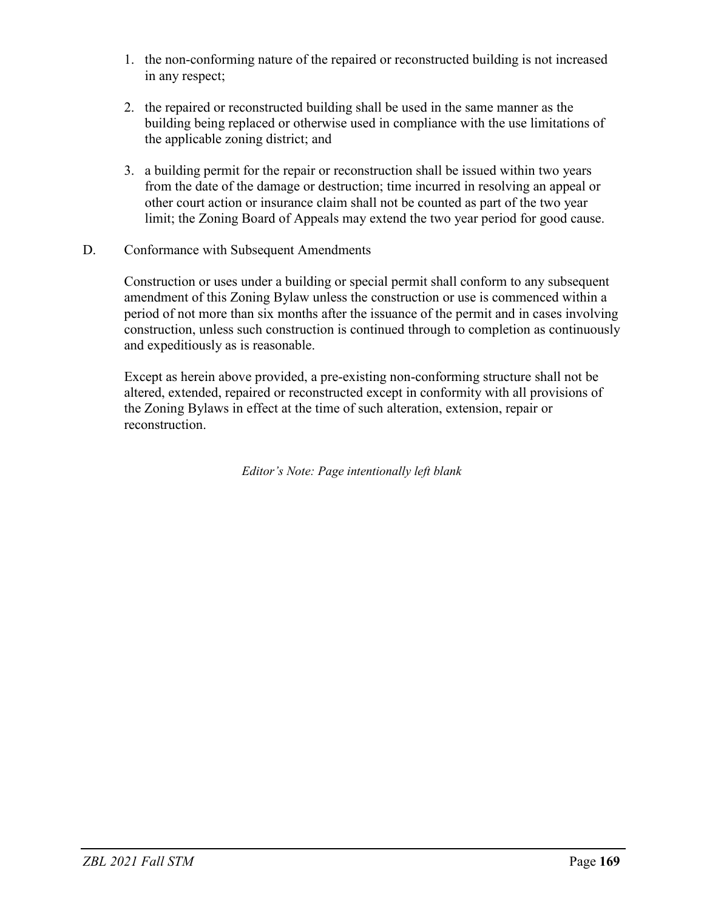1. the non-conforming nature of the repaired or reconstructed building is not increased in any respect;

2. the repaired or reconstructed building shall be used in the same manner as the building being replaced or otherwise used in compliance with the use limitations of the applicable zoning district; and

3. a building permit for the repair or reconstruction shall be issued within two years from the date of the damage or destruction; time incurred in resolving an appeal or other court action or insurance claim shall not be counted as part of the two year limit; the Zoning Board of Appeals may extend the two year period for good cause.

D. Conformance with Subsequent Amendments

Construction or uses under a building or special permit shall conform to any subsequent amendment of this Zoning Bylaw unless the construction or use is commenced within a period of not more than six months after the issuance of the permit and in cases involving construction, unless such construction is continued through to completion as continuously and expeditiously as is reasonable.

Except as herein above provided, a pre-existing non-conforming structure shall not be altered, extended, repaired or reconstructed except in conformity with all provisions of the Zoning Bylaws in effect at the time of such alteration, extension, repair or reconstruction.

*Editor's Note: Page intentionally left blank*